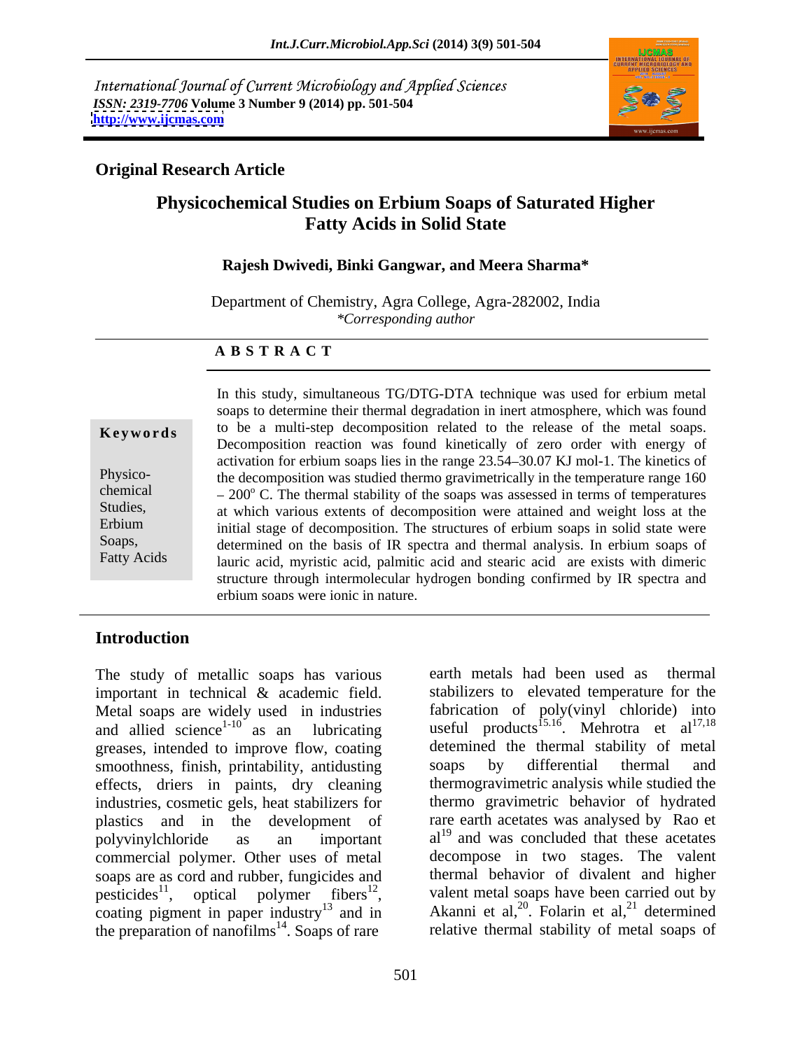International Journal of Current Microbiology and Applied Sciences
*ISSN: 2319-7706* **Volume 3 Number 9 (2014) pp. 501-504**
**http://www.ijcmas.com**

**Original Research Article**

# Physicochemical Studies on Erbium Soaps of Saturated Higher Fatty Acids in Solid State

**Rajesh Dwivedi, Binki Gangwar, and Meera Sharma***

Department of Chemistry, Agra College, Agra-282002, India
*\*Corresponding author*

**A B S T R A C T**

**Keywords**

Physico-chemical Studies, Erbium Soaps, Fatty Acids

In this study, simultaneous TG/DTG-DTA technique was used for erbium metal soaps to determine their thermal degradation in inert atmosphere, which was found to be a multi-step decomposition related to the release of the metal soaps. Decomposition reaction was found kinetically of zero order with energy of activation for erbium soaps lies in the range 23.54–30.07 KJ mol-1. The kinetics of the decomposition was studied thermo gravimetrically in the temperature range 160 – 200$^{o}$ C. The thermal stability of the soaps was assessed in terms of temperatures at which various extents of decomposition were attained and weight loss at the initial stage of decomposition. The structures of erbium soaps in solid state were determined on the basis of IR spectra and thermal analysis. In erbium soaps of lauric acid, myristic acid, palmitic acid and stearic acid are exists with dimeric structure through intermolecular hydrogen bonding confirmed by IR spectra and erbium soaps were ionic in nature.

## Introduction

The study of metallic soaps has various important in technical & academic field. Metal soaps are widely used in industries and allied science[1-10] as an lubricating greases, intended to improve flow, coating smoothness, finish, printability, antidusting effects, driers in paints, dry cleaning industries, cosmetic gels, heat stabilizers for plastics and in the development of polyvinylchloride as an important commercial polymer. Other uses of metal soaps are as cord and rubber, fungicides and pesticides[11], optical polymer fibers[12], coating pigment in paper industry[13] and in the preparation of nanofilms[14]. Soaps of rare earth metals had been used as thermal stabilizers to elevated temperature for the fabrication of poly(vinyl chloride) into useful products[15.16]. Mehrotra et al[17,18] detemined the thermal stability of metal soaps by differential thermal and thermogravimetric analysis while studied the thermo gravimetric behavior of hydrated rare earth acetates was analysed by Rao et al[19] and was concluded that these acetates decompose in two stages. The valent thermal behavior of divalent and higher valent metal soaps have been carried out by Akanni et al,[20]. Folarin et al,[21] determined relative thermal stability of metal soaps of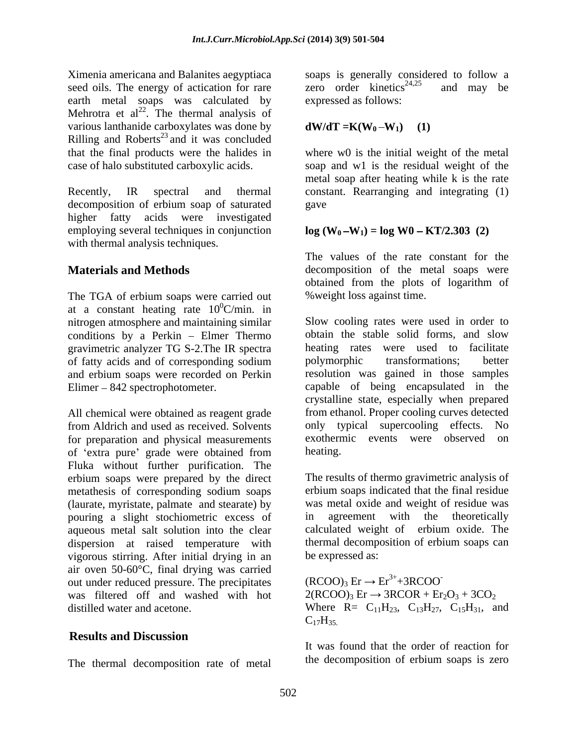Ximenia americana and Balanites aegyptiaca seed oils. The energy of actication for rare earth metal soaps was calculated by Mehrotra et al[22]. The thermal analysis of various lanthanide carboxylates was done by Rilling and Roberts[23] and it was concluded that the final products were the halides in case of halo substituted carboxylic acids.

Recently, IR spectral and thermal decomposition of erbium soap of saturated higher fatty acids were investigated employing several techniques in conjunction with thermal analysis techniques.

## Materials and Methods

The TGA of erbium soaps were carried out at a constant heating rate $10^0$C/min. in nitrogen atmosphere and maintaining similar conditions by a Perkin – Elmer Thermo gravimetric analyzer TG S-2.The IR spectra of fatty acids and of corresponding sodium and erbium soaps were recorded on Perkin Elimer – 842 spectrophotometer.

All chemical were obtained as reagent grade from Aldrich and used as received. Solvents for preparation and physical measurements of 'extra pure' grade were obtained from Fluka without further purification. The erbium soaps were prepared by the direct metathesis of corresponding sodium soaps (laurate, myristate, palmate and stearate) by pouring a slight stochiometric excess of aqueous metal salt solution into the clear dispersion at raised temperature with vigorous stirring. After initial drying in an air oven 50-60°C, final drying was carried out under reduced pressure. The precipitates was filtered off and washed with hot distilled water and acetone.

## Results and Discussion

The thermal decomposition rate of metal soaps is generally considered to follow a zero order kinetics[24,25] and may be expressed as follows:

$$dW/dT = K(W_0 - W_1) \quad (1)$$

where w0 is the initial weight of the metal soap and w1 is the residual weight of the metal soap after heating while k is the rate constant. Rearranging and integrating (1) gave

$$\log (W_0 - W_1) = \log W0 - KT/2.303 \quad (2)$$

The values of the rate constant for the decomposition of the metal soaps were obtained from the plots of logarithm of %weight loss against time.

Slow cooling rates were used in order to obtain the stable solid forms, and slow heating rates were used to facilitate polymorphic transformations; better resolution was gained in those samples capable of being encapsulated in the crystalline state, especially when prepared from ethanol. Proper cooling curves detected only typical supercooling effects. No exothermic events were observed on heating.

The results of thermo gravimetric analysis of erbium soaps indicated that the final residue was metal oxide and weight of residue was in agreement with the theoretically calculated weight of erbium oxide. The thermal decomposition of erbium soaps can be expressed as:

$$(RCOO)_3\,Er \rightarrow Er^{3+} + 3RCOO^-$$

$$2(RCOO)_3\,Er \rightarrow 3RCOR + Er_2O_3 + 3CO_2$$

Where R= $C_{11}H_{23}$, $C_{13}H_{27}$, $C_{15}H_{31}$, and $C_{17}H_{35.}$

It was found that the order of reaction for the decomposition of erbium soaps is zero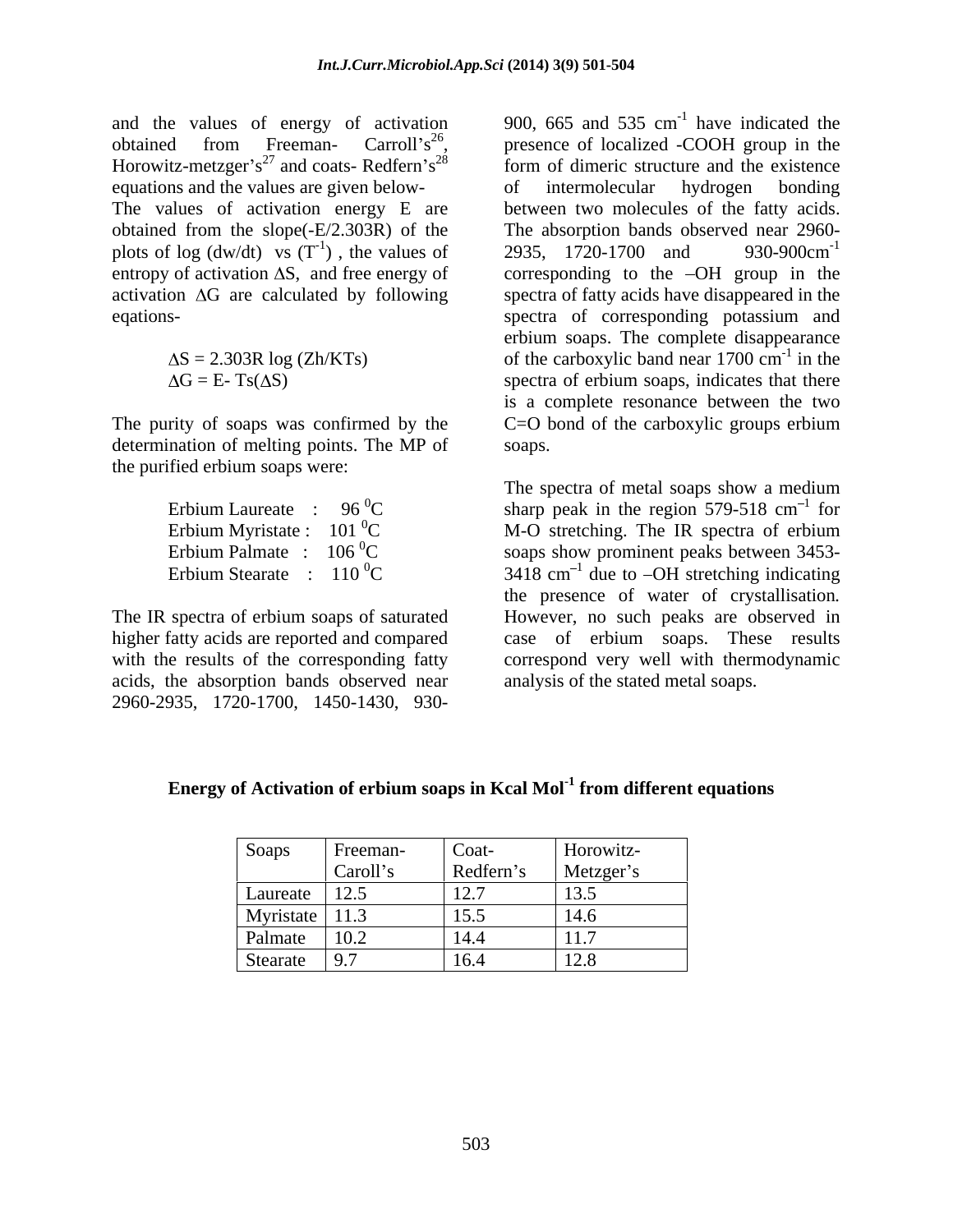and the values of energy of activation obtained from Freeman- Carroll's[26], Horowitz-metzger's[27] and coats- Redfern's[28] equations and the values are given below-

The values of activation energy E are obtained from the slope(-E/2.303R) of the plots of log (dw/dt) vs ($T^{-1}$) , the values of entropy of activation $\Delta S$, and free energy of activation $\Delta G$ are calculated by following eqations-

$$\Delta S = 2.303R \log (Zh/KTs)$$

$$\Delta G = E - Ts(\Delta S)$$

The purity of soaps was confirmed by the determination of melting points. The MP of the purified erbium soaps were:

Erbium Laureate : 96 $^0$C
Erbium Myristate : 101 $^0$C
Erbium Palmate : 106 $^0$C
Erbium Stearate : 110 $^0$C

The IR spectra of erbium soaps of saturated higher fatty acids are reported and compared with the results of the corresponding fatty acids, the absorption bands observed near 2960-2935, 1720-1700, 1450-1430, 930-900, 665 and 535 $cm^{-1}$ have indicated the presence of localized -COOH group in the form of dimeric structure and the existence of intermolecular hydrogen bonding between two molecules of the fatty acids. The absorption bands observed near 2960-2935, 1720-1700 and 930-900$cm^{-1}$ corresponding to the –OH group in the spectra of fatty acids have disappeared in the spectra of corresponding potassium and erbium soaps. The complete disappearance of the carboxylic band near 1700 $cm^{-1}$ in the spectra of erbium soaps, indicates that there is a complete resonance between the two C=O bond of the carboxylic groups erbium soaps.

The spectra of metal soaps show a medium sharp peak in the region 579-518 $cm^{-1}$ for M-O stretching. The IR spectra of erbium soaps show prominent peaks between 3453-3418 $cm^{-1}$ due to –OH stretching indicating the presence of water of crystallisation. However, no such peaks are observed in case of erbium soaps. These results correspond very well with thermodynamic analysis of the stated metal soaps.

**Energy of Activation of erbium soaps in Kcal $Mol^{-1}$ from different equations**

| Soaps | Freeman-Caroll's | Coat-Redfern's | Horowitz-Metzger's |
|---|---|---|---|
| Laureate | 12.5 | 12.7 | 13.5 |
| Myristate | 11.3 | 15.5 | 14.6 |
| Palmate | 10.2 | 14.4 | 11.7 |
| Stearate | 9.7 | 16.4 | 12.8 |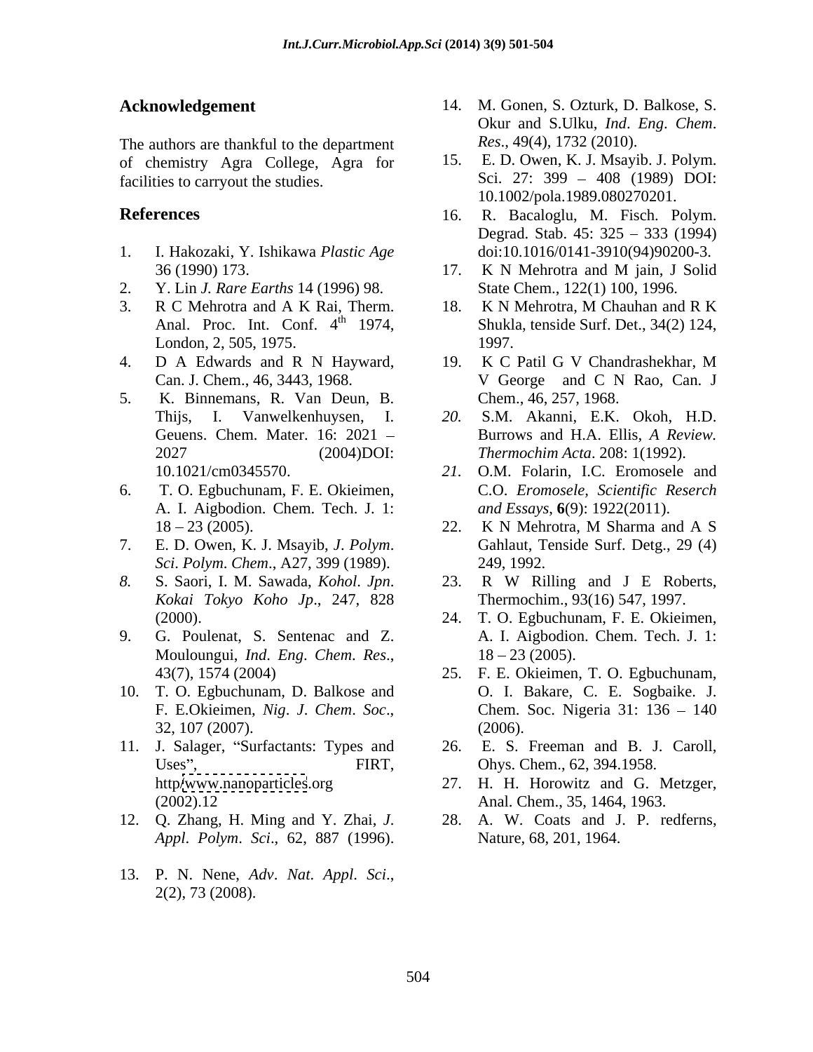## Acknowledgement

The authors are thankful to the department of chemistry Agra College, Agra for facilities to carryout the studies.

## References

1. I. Hakozaki, Y. Ishikawa *Plastic Age* 36 (1990) 173.
2. Y. Lin *J. Rare Earths* 14 (1996) 98.
3. R C Mehrotra and A K Rai, Therm. Anal. Proc. Int. Conf. 4th 1974, London, 2, 505, 1975.
4. D A Edwards and R N Hayward, Can. J. Chem., 46, 3443, 1968.
5. K. Binnemans, R. Van Deun, B. Thijs, I. Vanwelkenhuysen, I. Geuens. Chem. Mater. 16: 2021 – 2027 (2004)DOI: 10.1021/cm0345570.
6. T. O. Egbuchunam, F. E. Okieimen, A. I. Aigbodion. Chem. Tech. J. 1: 18 – 23 (2005).
7. E. D. Owen, K. J. Msayib, *J. Polym. Sci. Polym. Chem.*, A27, 399 (1989).
8. S. Saori, I. M. Sawada, *Kohol. Jpn. Kokai Tokyo Koho Jp*., 247, 828 (2000).
9. G. Poulenat, S. Sentenac and Z. Mouloungui, *Ind. Eng. Chem. Res.*, 43(7), 1574 (2004)
10. T. O. Egbuchunam, D. Balkose and F. E.Okieimen, *Nig. J. Chem. Soc*., 32, 107 (2007).
11. J. Salager, "Surfactants: Types and Uses", FIRT, http/www.nanoparticles.org (2002).12
12. Q. Zhang, H. Ming and Y. Zhai, *J. Appl. Polym. Sci*., 62, 887 (1996).
13. P. N. Nene, *Adv. Nat. Appl. Sci*., 2(2), 73 (2008).
14. M. Gonen, S. Ozturk, D. Balkose, S. Okur and S.Ulku, *Ind. Eng. Chem. Res*., 49(4), 1732 (2010).
15. E. D. Owen, K. J. Msayib. J. Polym. Sci. 27: 399 – 408 (1989) DOI: 10.1002/pola.1989.080270201.
16. R. Bacaloglu, M. Fisch. Polym. Degrad. Stab. 45: 325 – 333 (1994) doi:10.1016/0141-3910(94)90200-3.
17. K N Mehrotra and M jain, J Solid State Chem., 122(1) 100, 1996.
18. K N Mehrotra, M Chauhan and R K Shukla, tenside Surf. Det., 34(2) 124, 1997.
19. K C Patil G V Chandrashekhar, M V George and C N Rao, Can. J Chem., 46, 257, 1968.
20. S.M. Akanni, E.K. Okoh, H.D. Burrows and H.A. Ellis, *A Review. Thermochim Acta*. 208: 1(1992).
21. O.M. Folarin, I.C. Eromosele and C.O. *Eromosele, Scientific Reserch and Essays*, **6**(9): 1922(2011).
22. K N Mehrotra, M Sharma and A S Gahlaut, Tenside Surf. Detg., 29 (4) 249, 1992.
23. R W Rilling and J E Roberts, Thermochim., 93(16) 547, 1997.
24. T. O. Egbuchunam, F. E. Okieimen, A. I. Aigbodion. Chem. Tech. J. 1: 18 – 23 (2005).
25. F. E. Okieimen, T. O. Egbuchunam, O. I. Bakare, C. E. Sogbaike. J. Chem. Soc. Nigeria 31: 136 – 140 (2006).
26. E. S. Freeman and B. J. Caroll, Ohys. Chem., 62, 394.1958.
27. H. H. Horowitz and G. Metzger, Anal. Chem., 35, 1464, 1963.
28. A. W. Coats and J. P. redferns, Nature, 68, 201, 1964.